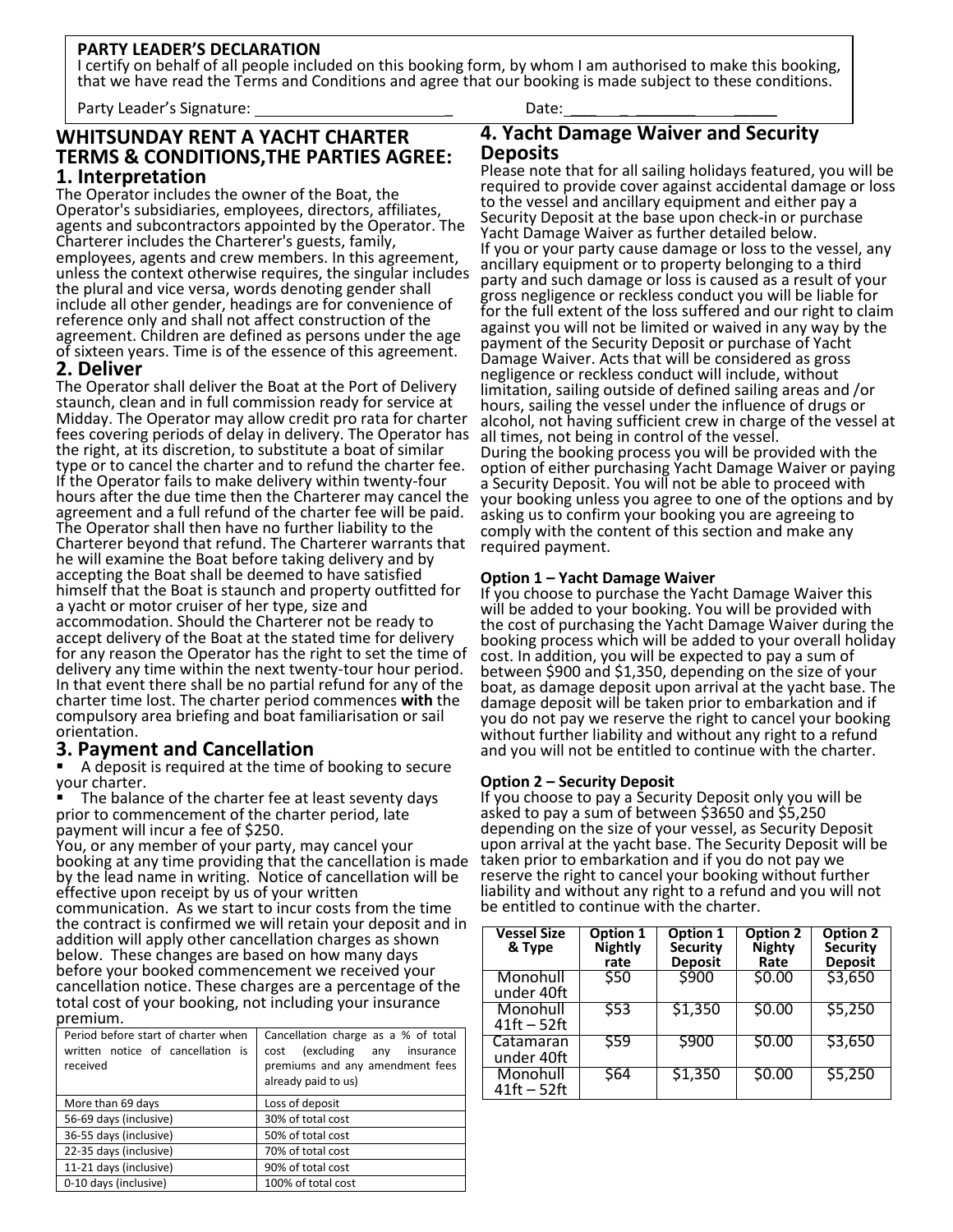**PARTY LEADER'S DECLARATION**

I certify on behalf of all people included on this booking form, by whom I am authorised to make this booking, that we have read the Terms and Conditions and agree that our booking is made subject to these conditions.

Party Leader's Signature: ________________________ Date: ________________________

## WHITSUNDAY RENT A YACHT CHARTER TERMS & CONDITIONS,THE PARTIES AGREE:

### 1. Interpretation

The Operator includes the owner of the Boat, the Operator's subsidiaries, employees, directors, affiliates, agents and subcontractors appointed by the Operator. The Charterer includes the Charterer's guests, family, employees, agents and crew members. In this agreement, unless the context otherwise requires, the singular includes the plural and vice versa, words denoting gender shall include all other gender, headings are for convenience of reference only and shall not affect construction of the agreement. Children are defined as persons under the age of sixteen years. Time is of the essence of this agreement.

### 2. Deliver

The Operator shall deliver the Boat at the Port of Delivery staunch, clean and in full commission ready for service at Midday. The Operator may allow credit pro rata for charter fees covering periods of delay in delivery. The Operator has the right, at its discretion, to substitute a boat of similar type or to cancel the charter and to refund the charter fee. If the Operator fails to make delivery within twenty-four hours after the due time then the Charterer may cancel the agreement and a full refund of the charter fee will be paid. The Operator shall then have no further liability to the Charterer beyond that refund. The Charterer warrants that he will examine the Boat before taking delivery and by accepting the Boat shall be deemed to have satisfied himself that the Boat is staunch and property outfitted for a yacht or motor cruiser of her type, size and accommodation. Should the Charterer not be ready to accept delivery of the Boat at the stated time for delivery for any reason the Operator has the right to set the time of delivery any time within the next twenty-tour hour period. In that event there shall be no partial refund for any of the charter time lost. The charter period commences **with** the compulsory area briefing and boat familiarisation or sail orientation.

### 3. Payment and Cancellation

- A deposit is required at the time of booking to secure your charter.
- The balance of the charter fee at least seventy days prior to commencement of the charter period, late payment will incur a fee of $250.

You, or any member of your party, may cancel your booking at any time providing that the cancellation is made by the lead name in writing. Notice of cancellation will be effective upon receipt by us of your written communication. As we start to incur costs from the time the contract is confirmed we will retain your deposit and in addition will apply other cancellation charges as shown below. These changes are based on how many days before your booked commencement we received your cancellation notice. These charges are a percentage of the total cost of your booking, not including your insurance premium.

| Period before start of charter when written notice of cancellation is received | Cancellation charge as a % of total cost (excluding any insurance premiums and any amendment fees already paid to us) |
|---|---|
| More than 69 days | Loss of deposit |
| 56-69 days (inclusive) | 30% of total cost |
| 36-55 days (inclusive) | 50% of total cost |
| 22-35 days (inclusive) | 70% of total cost |
| 11-21 days (inclusive) | 90% of total cost |
| 0-10 days (inclusive) | 100% of total cost |

### 4. Yacht Damage Waiver and Security Deposits

Please note that for all sailing holidays featured, you will be required to provide cover against accidental damage or loss to the vessel and ancillary equipment and either pay a Security Deposit at the base upon check-in or purchase Yacht Damage Waiver as further detailed below.

If you or your party cause damage or loss to the vessel, any ancillary equipment or to property belonging to a third party and such damage or loss is caused as a result of your gross negligence or reckless conduct you will be liable for for the full extent of the loss suffered and our right to claim against you will not be limited or waived in any way by the payment of the Security Deposit or purchase of Yacht Damage Waiver. Acts that will be considered as gross negligence or reckless conduct will include, without limitation, sailing outside of defined sailing areas and /or hours, sailing the vessel under the influence of drugs or alcohol, not having sufficient crew in charge of the vessel at all times, not being in control of the vessel.

During the booking process you will be provided with the option of either purchasing Yacht Damage Waiver or paying a Security Deposit. You will not be able to proceed with your booking unless you agree to one of the options and by asking us to confirm your booking you are agreeing to comply with the content of this section and make any required payment.

**Option 1 – Yacht Damage Waiver**

If you choose to purchase the Yacht Damage Waiver this will be added to your booking. You will be provided with the cost of purchasing the Yacht Damage Waiver during the booking process which will be added to your overall holiday cost. In addition, you will be expected to pay a sum of between $900 and $1,350, depending on the size of your boat, as damage deposit upon arrival at the yacht base. The damage deposit will be taken prior to embarkation and if you do not pay we reserve the right to cancel your booking without further liability and without any right to a refund and you will not be entitled to continue with the charter.

**Option 2 – Security Deposit**

If you choose to pay a Security Deposit only you will be asked to pay a sum of between $3650 and $5,250 depending on the size of your vessel, as Security Deposit upon arrival at the yacht base. The Security Deposit will be taken prior to embarkation and if you do not pay we reserve the right to cancel your booking without further liability and without any right to a refund and you will not be entitled to continue with the charter.

| Vessel Size & Type | Option 1 Nightly rate | Option 1 Security Deposit | Option 2 Nighty Rate | Option 2 Security Deposit |
|---|---|---|---|---|
| Monohull under 40ft | $50 | $900 | $0.00 | $3,650 |
| Monohull 41ft – 52ft | $53 | $1,350 | $0.00 | $5,250 |
| Catamaran under 40ft | $59 | $900 | $0.00 | $3,650 |
| Monohull 41ft – 52ft | $64 | $1,350 | $0.00 | $5,250 |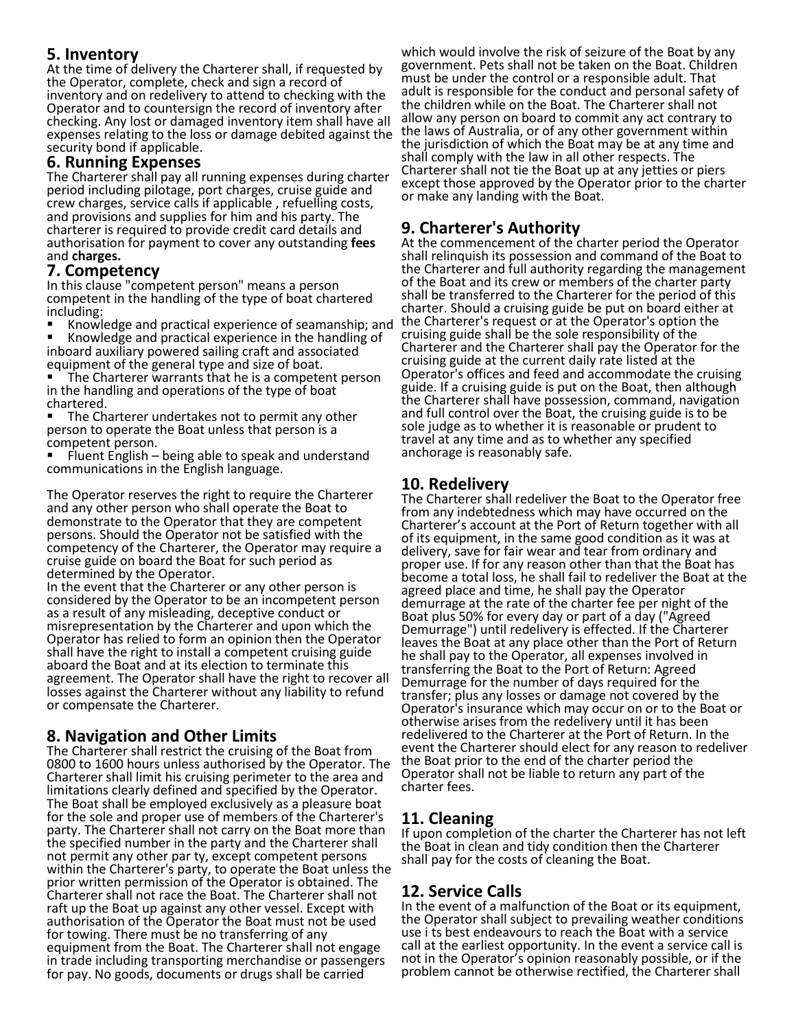## 5. Inventory

At the time of delivery the Charterer shall, if requested by the Operator, complete, check and sign a record of inventory and on redelivery to attend to checking with the Operator and to countersign the record of inventory after checking. Any lost or damaged inventory item shall have all expenses relating to the loss or damage debited against the security bond if applicable.

## 6. Running Expenses

The Charterer shall pay all running expenses during charter period including pilotage, port charges, cruise guide and crew charges, service calls if applicable , refuelling costs, and provisions and supplies for him and his party. The charterer is required to provide credit card details and authorisation for payment to cover any outstanding **fees** and **charges.**

## 7. Competency

In this clause "competent person" means a person competent in the handling of the type of boat chartered including:

- Knowledge and practical experience of seamanship; and
- Knowledge and practical experience in the handling of inboard auxiliary powered sailing craft and associated equipment of the general type and size of boat.
- The Charterer warrants that he is a competent person in the handling and operations of the type of boat chartered.
- The Charterer undertakes not to permit any other person to operate the Boat unless that person is a competent person.
- Fluent English – being able to speak and understand communications in the English language.

The Operator reserves the right to require the Charterer and any other person who shall operate the Boat to demonstrate to the Operator that they are competent persons. Should the Operator not be satisfied with the competency of the Charterer, the Operator may require a cruise guide on board the Boat for such period as determined by the Operator.

In the event that the Charterer or any other person is considered by the Operator to be an incompetent person as a result of any misleading, deceptive conduct or misrepresentation by the Charterer and upon which the Operator has relied to form an opinion then the Operator shall have the right to install a competent cruising guide aboard the Boat and at its election to terminate this agreement. The Operator shall have the right to recover all losses against the Charterer without any liability to refund or compensate the Charterer.

## 8. Navigation and Other Limits

The Charterer shall restrict the cruising of the Boat from 0800 to 1600 hours unless authorised by the Operator. The Charterer shall limit his cruising perimeter to the area and limitations clearly defined and specified by the Operator. The Boat shall be employed exclusively as a pleasure boat for the sole and proper use of members of the Charterer's party. The Charterer shall not carry on the Boat more than the specified number in the party and the Charterer shall not permit any other par ty, except competent persons within the Charterer's party, to operate the Boat unless the prior written permission of the Operator is obtained. The Charterer shall not race the Boat. The Charterer shall not raft up the Boat up against any other vessel. Except with authorisation of the Operator the Boat must not be used for towing. There must be no transferring of any equipment from the Boat. The Charterer shall not engage in trade including transporting merchandise or passengers for pay. No goods, documents or drugs shall be carried which would involve the risk of seizure of the Boat by any government. Pets shall not be taken on the Boat. Children must be under the control or a responsible adult. That adult is responsible for the conduct and personal safety of the children while on the Boat. The Charterer shall not allow any person on board to commit any act contrary to the laws of Australia, or of any other government within the jurisdiction of which the Boat may be at any time and shall comply with the law in all other respects. The Charterer shall not tie the Boat up at any jetties or piers except those approved by the Operator prior to the charter or make any landing with the Boat.

## 9. Charterer's Authority

At the commencement of the charter period the Operator shall relinquish its possession and command of the Boat to the Charterer and full authority regarding the management of the Boat and its crew or members of the charter party shall be transferred to the Charterer for the period of this charter. Should a cruising guide be put on board either at the Charterer's request or at the Operator's option the cruising guide shall be the sole responsibility of the Charterer and the Charterer shall pay the Operator for the cruising guide at the current daily rate listed at the Operator's offices and feed and accommodate the cruising guide. If a cruising guide is put on the Boat, then although the Charterer shall have possession, command, navigation and full control over the Boat, the cruising guide is to be sole judge as to whether it is reasonable or prudent to travel at any time and as to whether any specified anchorage is reasonably safe.

## 10. Redelivery

The Charterer shall redeliver the Boat to the Operator free from any indebtedness which may have occurred on the Charterer's account at the Port of Return together with all of its equipment, in the same good condition as it was at delivery, save for fair wear and tear from ordinary and proper use. If for any reason other than that the Boat has become a total loss, he shall fail to redeliver the Boat at the agreed place and time, he shall pay the Operator demurrage at the rate of the charter fee per night of the Boat plus 50% for every day or part of a day ("Agreed Demurrage") until redelivery is effected. If the Charterer leaves the Boat at any place other than the Port of Return he shall pay to the Operator, all expenses involved in transferring the Boat to the Port of Return: Agreed Demurrage for the number of days required for the transfer; plus any losses or damage not covered by the Operator's insurance which may occur on or to the Boat or otherwise arises from the redelivery until it has been redelivered to the Charterer at the Port of Return. In the event the Charterer should elect for any reason to redeliver the Boat prior to the end of the charter period the Operator shall not be liable to return any part of the charter fees.

## 11. Cleaning

If upon completion of the charter the Charterer has not left the Boat in clean and tidy condition then the Charterer shall pay for the costs of cleaning the Boat.

## 12. Service Calls

In the event of a malfunction of the Boat or its equipment, the Operator shall subject to prevailing weather conditions use i ts best endeavours to reach the Boat with a service call at the earliest opportunity. In the event a service call is not in the Operator's opinion reasonably possible, or if the problem cannot be otherwise rectified, the Charterer shall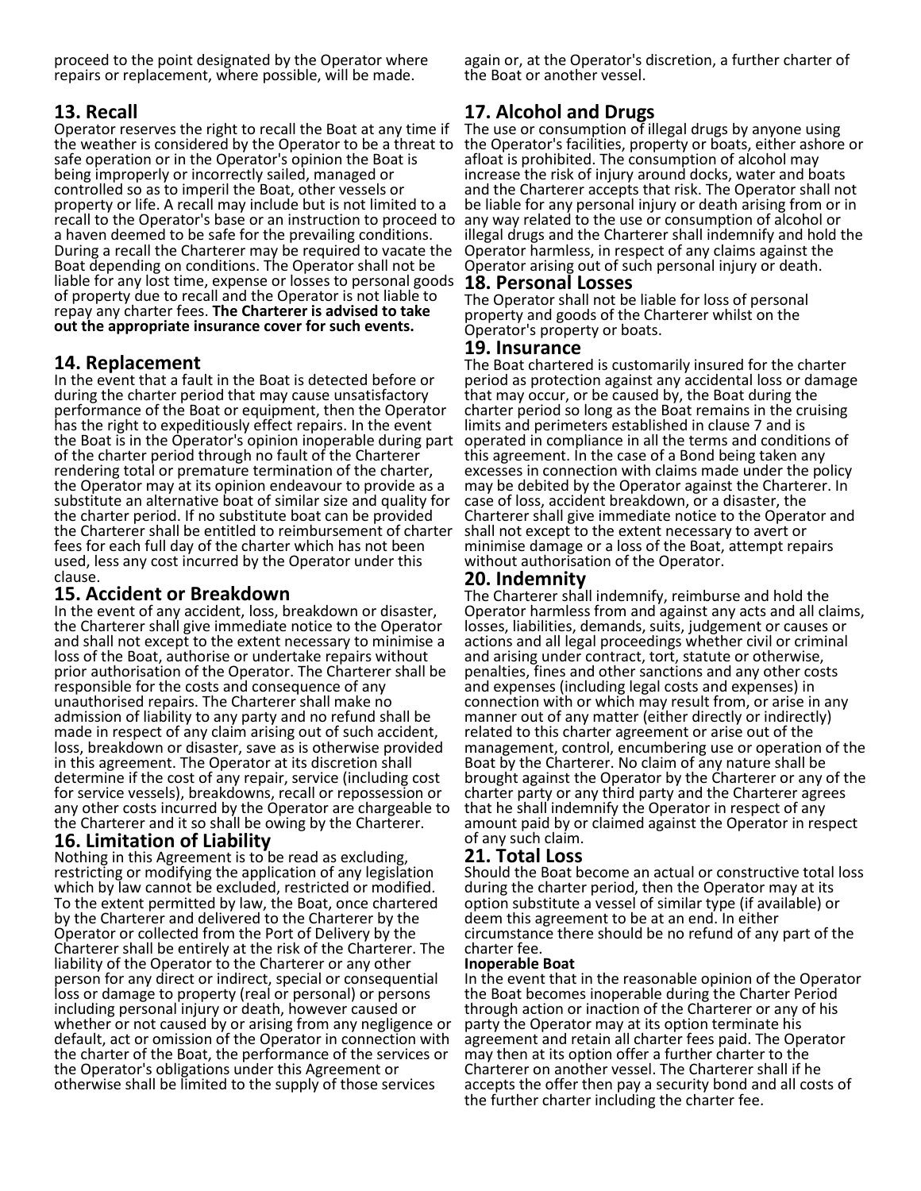proceed to the point designated by the Operator where repairs or replacement, where possible, will be made.

## 13. Recall

Operator reserves the right to recall the Boat at any time if the weather is considered by the Operator to be a threat to safe operation or in the Operator's opinion the Boat is being improperly or incorrectly sailed, managed or controlled so as to imperil the Boat, other vessels or property or life. A recall may include but is not limited to a recall to the Operator's base or an instruction to proceed to a haven deemed to be safe for the prevailing conditions. During a recall the Charterer may be required to vacate the Boat depending on conditions. The Operator shall not be liable for any lost time, expense or losses to personal goods of property due to recall and the Operator is not liable to repay any charter fees. **The Charterer is advised to take out the appropriate insurance cover for such events.**

## 14. Replacement

In the event that a fault in the Boat is detected before or during the charter period that may cause unsatisfactory performance of the Boat or equipment, then the Operator has the right to expeditiously effect repairs. In the event the Boat is in the Operator's opinion inoperable during part of the charter period through no fault of the Charterer rendering total or premature termination of the charter, the Operator may at its opinion endeavour to provide as a substitute an alternative boat of similar size and quality for the charter period. If no substitute boat can be provided the Charterer shall be entitled to reimbursement of charter fees for each full day of the charter which has not been used, less any cost incurred by the Operator under this clause.

## 15. Accident or Breakdown

In the event of any accident, loss, breakdown or disaster, the Charterer shall give immediate notice to the Operator and shall not except to the extent necessary to minimise a loss of the Boat, authorise or undertake repairs without prior authorisation of the Operator. The Charterer shall be responsible for the costs and consequence of any unauthorised repairs. The Charterer shall make no admission of liability to any party and no refund shall be made in respect of any claim arising out of such accident, loss, breakdown or disaster, save as is otherwise provided in this agreement. The Operator at its discretion shall determine if the cost of any repair, service (including cost for service vessels), breakdowns, recall or repossession or any other costs incurred by the Operator are chargeable to the Charterer and it so shall be owing by the Charterer.

## 16. Limitation of Liability

Nothing in this Agreement is to be read as excluding, restricting or modifying the application of any legislation which by law cannot be excluded, restricted or modified. To the extent permitted by law, the Boat, once chartered by the Charterer and delivered to the Charterer by the Operator or collected from the Port of Delivery by the Charterer shall be entirely at the risk of the Charterer. The liability of the Operator to the Charterer or any other person for any direct or indirect, special or consequential loss or damage to property (real or personal) or persons including personal injury or death, however caused or whether or not caused by or arising from any negligence or default, act or omission of the Operator in connection with the charter of the Boat, the performance of the services or the Operator's obligations under this Agreement or otherwise shall be limited to the supply of those services again or, at the Operator's discretion, a further charter of the Boat or another vessel.

## 17. Alcohol and Drugs

The use or consumption of illegal drugs by anyone using the Operator's facilities, property or boats, either ashore or afloat is prohibited. The consumption of alcohol may increase the risk of injury around docks, water and boats and the Charterer accepts that risk. The Operator shall not be liable for any personal injury or death arising from or in any way related to the use or consumption of alcohol or illegal drugs and the Charterer shall indemnify and hold the Operator harmless, in respect of any claims against the Operator arising out of such personal injury or death.

## 18. Personal Losses

The Operator shall not be liable for loss of personal property and goods of the Charterer whilst on the Operator's property or boats.

## 19. Insurance

The Boat chartered is customarily insured for the charter period as protection against any accidental loss or damage that may occur, or be caused by, the Boat during the charter period so long as the Boat remains in the cruising limits and perimeters established in clause 7 and is operated in compliance in all the terms and conditions of this agreement. In the case of a Bond being taken any excesses in connection with claims made under the policy may be debited by the Operator against the Charterer. In case of loss, accident breakdown, or a disaster, the Charterer shall give immediate notice to the Operator and shall not except to the extent necessary to avert or minimise damage or a loss of the Boat, attempt repairs without authorisation of the Operator.

## 20. Indemnity

The Charterer shall indemnify, reimburse and hold the Operator harmless from and against any acts and all claims, losses, liabilities, demands, suits, judgement or causes or actions and all legal proceedings whether civil or criminal and arising under contract, tort, statute or otherwise, penalties, fines and other sanctions and any other costs and expenses (including legal costs and expenses) in connection with or which may result from, or arise in any manner out of any matter (either directly or indirectly) related to this charter agreement or arise out of the management, control, encumbering use or operation of the Boat by the Charterer. No claim of any nature shall be brought against the Operator by the Charterer or any of the charter party or any third party and the Charterer agrees that he shall indemnify the Operator in respect of any amount paid by or claimed against the Operator in respect of any such claim.

## 21. Total Loss

Should the Boat become an actual or constructive total loss during the charter period, then the Operator may at its option substitute a vessel of similar type (if available) or deem this agreement to be at an end. In either circumstance there should be no refund of any part of the charter fee.

**Inoperable Boat**

In the event that in the reasonable opinion of the Operator the Boat becomes inoperable during the Charter Period through action or inaction of the Charterer or any of his party the Operator may at its option terminate his agreement and retain all charter fees paid. The Operator may then at its option offer a further charter to the Charterer on another vessel. The Charterer shall if he accepts the offer then pay a security bond and all costs of the further charter including the charter fee.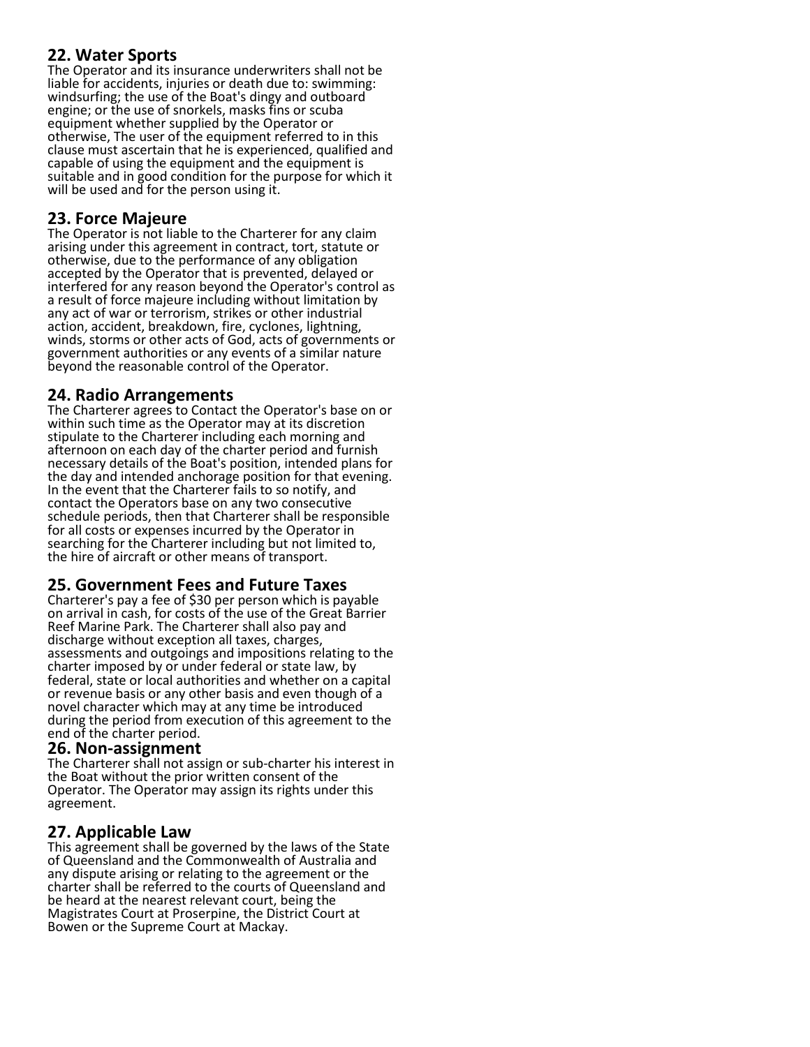## 22. Water Sports

The Operator and its insurance underwriters shall not be liable for accidents, injuries or death due to: swimming: windsurfing; the use of the Boat's dingy and outboard engine; or the use of snorkels, masks fins or scuba equipment whether supplied by the Operator or otherwise, The user of the equipment referred to in this clause must ascertain that he is experienced, qualified and capable of using the equipment and the equipment is suitable and in good condition for the purpose for which it will be used and for the person using it.

## 23. Force Majeure

The Operator is not liable to the Charterer for any claim arising under this agreement in contract, tort, statute or otherwise, due to the performance of any obligation accepted by the Operator that is prevented, delayed or interfered for any reason beyond the Operator's control as a result of force majeure including without limitation by any act of war or terrorism, strikes or other industrial action, accident, breakdown, fire, cyclones, lightning, winds, storms or other acts of God, acts of governments or government authorities or any events of a similar nature beyond the reasonable control of the Operator.

## 24. Radio Arrangements

The Charterer agrees to Contact the Operator's base on or within such time as the Operator may at its discretion stipulate to the Charterer including each morning and afternoon on each day of the charter period and furnish necessary details of the Boat's position, intended plans for the day and intended anchorage position for that evening. In the event that the Charterer fails to so notify, and contact the Operators base on any two consecutive schedule periods, then that Charterer shall be responsible for all costs or expenses incurred by the Operator in searching for the Charterer including but not limited to, the hire of aircraft or other means of transport.

## 25. Government Fees and Future Taxes

Charterer's pay a fee of $30 per person which is payable on arrival in cash, for costs of the use of the Great Barrier Reef Marine Park. The Charterer shall also pay and discharge without exception all taxes, charges, assessments and outgoings and impositions relating to the charter imposed by or under federal or state law, by federal, state or local authorities and whether on a capital or revenue basis or any other basis and even though of a novel character which may at any time be introduced during the period from execution of this agreement to the end of the charter period.

## 26. Non-assignment

The Charterer shall not assign or sub-charter his interest in the Boat without the prior written consent of the Operator. The Operator may assign its rights under this agreement.

## 27. Applicable Law

This agreement shall be governed by the laws of the State of Queensland and the Commonwealth of Australia and any dispute arising or relating to the agreement or the charter shall be referred to the courts of Queensland and be heard at the nearest relevant court, being the Magistrates Court at Proserpine, the District Court at Bowen or the Supreme Court at Mackay.